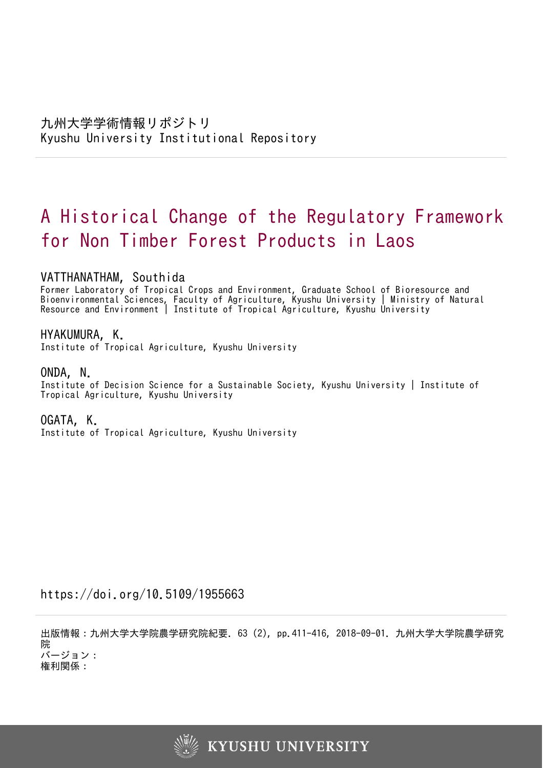九州大学学術情報リポジトリ
Kyushu University Institutional Repository

# A Historical Change of the Regulatory Framework for Non Timber Forest Products in Laos

VATTHANATHAM, Southida
Former Laboratory of Tropical Crops and Environment, Graduate School of Bioresource and Bioenvironmental Sciences, Faculty of Agriculture, Kyushu University | Ministry of Natural Resource and Environment | Institute of Tropical Agriculture, Kyushu University

HYAKUMURA, K.
Institute of Tropical Agriculture, Kyushu University

ONDA, N.
Institute of Decision Science for a Sustainable Society, Kyushu University | Institute of Tropical Agriculture, Kyushu University

OGATA, K.
Institute of Tropical Agriculture, Kyushu University

https://doi.org/10.5109/1955663

出版情報：九州大学大学院農学研究院紀要. 63 (2), pp.411-416, 2018-09-01. 九州大学大学院農学研究院
バージョン：
権利関係：

KYUSHU UNIVERSITY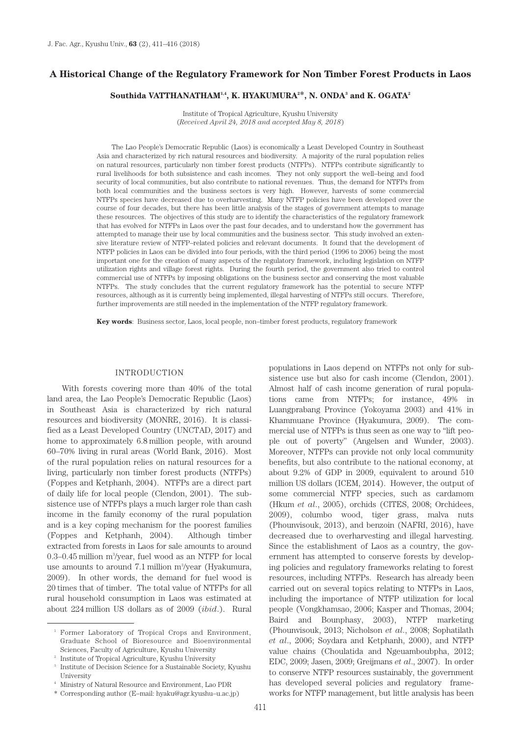# A Historical Change of the Regulatory Framework for Non Timber Forest Products in Laos

**Southida VATTHANATHAM[1,4], K. HYAKUMURA[2]*, N. ONDA[3] and K. OGATA[2]**

Institute of Tropical Agriculture, Kyushu University
(*Received April 24, 2018 and accepted May 8, 2018*)

The Lao People's Democratic Republic (Laos) is economically a Least Developed Country in Southeast Asia and characterized by rich natural resources and biodiversity. A majority of the rural population relies on natural resources, particularly non timber forest products (NTFPs). NTFPs contribute significantly to rural livelihoods for both subsistence and cash incomes. They not only support the well–being and food security of local communities, but also contribute to national revenues. Thus, the demand for NTFPs from both local communities and the business sectors is very high. However, harvests of some commercial NTFPs species have decreased due to overharvesting. Many NTFP policies have been developed over the course of four decades, but there has been little analysis of the stages of government attempts to manage these resources. The objectives of this study are to identify the characteristics of the regulatory framework that has evolved for NTFPs in Laos over the past four decades, and to understand how the government has attempted to manage their use by local communities and the business sector. This study involved an extensive literature review of NTFP–related policies and relevant documents. It found that the development of NTFP policies in Laos can be divided into four periods, with the third period (1996 to 2006) being the most important one for the creation of many aspects of the regulatory framework, including legislation on NTFP utilization rights and village forest rights. During the fourth period, the government also tried to control commercial use of NTFPs by imposing obligations on the business sector and conserving the most valuable NTFPs. The study concludes that the current regulatory framework has the potential to secure NTFP resources, although as it is currently being implemented, illegal harvesting of NTFPs still occurs. Therefore, further improvements are still needed in the implementation of the NTFP regulatory framework.

**Key words**: Business sector, Laos, local people, non–timber forest products, regulatory framework

## INTRODUCTION

With forests covering more than 40% of the total land area, the Lao People's Democratic Republic (Laos) in Southeast Asia is characterized by rich natural resources and biodiversity (MONRE, 2016). It is classified as a Least Developed Country (UNCTAD, 2017) and home to approximately 6.8 million people, with around 60–70% living in rural areas (World Bank, 2016). Most of the rural population relies on natural resources for a living, particularly non timber forest products (NTFPs) (Foppes and Ketphanh, 2004). NTFPs are a direct part of daily life for local people (Clendon, 2001). The subsistence use of NTFPs plays a much larger role than cash income in the family economy of the rural population and is a key coping mechanism for the poorest families (Foppes and Ketphanh, 2004). Although timber extracted from forests in Laos for sale amounts to around 0.3–0.45 million $m^3$/year, fuel wood as an NTFP for local use amounts to around 7.1 million $m^3$/year (Hyakumura, 2009). In other words, the demand for fuel wood is 20 times that of timber. The total value of NTFPs for all rural household consumption in Laos was estimated at about 224 million US dollars as of 2009 (*ibid.*). Rural populations in Laos depend on NTFPs not only for subsistence use but also for cash income (Clendon, 2001). Almost half of cash income generation of rural populations came from NTFPs; for instance, 49% in Luangprabang Province (Yokoyama 2003) and 41% in Khammuane Province (Hyakumura, 2009). The commercial use of NTFPs is thus seen as one way to "lift people out of poverty" (Angelsen and Wunder, 2003). Moreover, NTFPs can provide not only local community benefits, but also contribute to the national economy, at about 9.2% of GDP in 2009, equivalent to around 510 million US dollars (ICEM, 2014). However, the output of some commercial NTFP species, such as cardamom (Hkum *et al*., 2005), orchids (CITES, 2008; Orchidees, 2009), columbo wood, tiger grass, malva nuts (Phounvisouk, 2013), and benzoin (NAFRI, 2016), have decreased due to overharvesting and illegal harvesting. Since the establishment of Laos as a country, the government has attempted to conserve forests by developing policies and regulatory frameworks relating to forest resources, including NTFPs. Research has already been carried out on several topics relating to NTFPs in Laos, including the importance of NTFP utilization for local people (Vongkhamsao, 2006; Kasper and Thomas, 2004; Baird and Bounphasy, 2003), NTFP marketing (Phounvisouk, 2013; Nicholson *et al*., 2008; Sophatilath *et al*., 2006; Soydara and Ketphanh, 2000), and NTFP value chains (Choulatida and Ngeuamboubpha, 2012; EDC, 2009; Jasen, 2009; Greijmans *et al*., 2007). In order to conserve NTFP resources sustainably, the government has developed several policies and regulatory frameworks for NTFP management, but little analysis has been

---

[1] Former Laboratory of Tropical Crops and Environment, Graduate School of Bioresource and Bioenvironmental Sciences, Faculty of Agriculture, Kyushu University

[2] Institute of Tropical Agriculture, Kyushu University

[3] Institute of Decision Science for a Sustainable Society, Kyushu University

[4] Ministry of Natural Resource and Environment, Lao PDR

\* Corresponding author (E–mail: hyaku@agr.kyushu–u.ac.jp)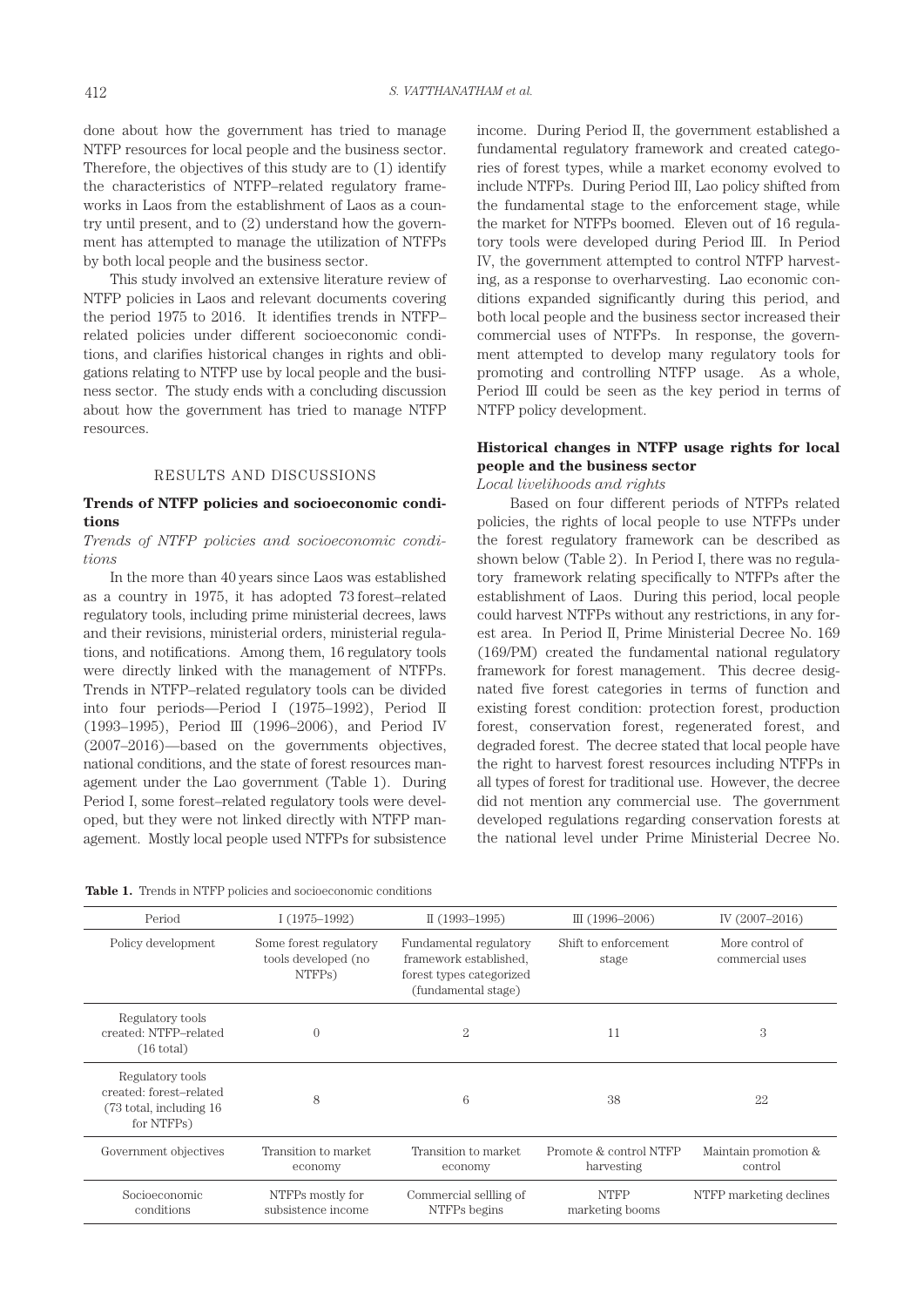done about how the government has tried to manage NTFP resources for local people and the business sector. Therefore, the objectives of this study are to (1) identify the characteristics of NTFP–related regulatory frameworks in Laos from the establishment of Laos as a country until present, and to (2) understand how the government has attempted to manage the utilization of NTFPs by both local people and the business sector.

This study involved an extensive literature review of NTFP policies in Laos and relevant documents covering the period 1975 to 2016. It identifies trends in NTFP–related policies under different socioeconomic conditions, and clarifies historical changes in rights and obligations relating to NTFP use by local people and the business sector. The study ends with a concluding discussion about how the government has tried to manage NTFP resources.

## RESULTS AND DISCUSSIONS

### Trends of NTFP policies and socioeconomic conditions

*Trends of NTFP policies and socioeconomic conditions*

In the more than 40 years since Laos was established as a country in 1975, it has adopted 73 forest–related regulatory tools, including prime ministerial decrees, laws and their revisions, ministerial orders, ministerial regulations, and notifications. Among them, 16 regulatory tools were directly linked with the management of NTFPs. Trends in NTFP–related regulatory tools can be divided into four periods—Period I (1975–1992), Period II (1993–1995), Period III (1996–2006), and Period IV (2007–2016)—based on the governments objectives, national conditions, and the state of forest resources management under the Lao government (Table 1). During Period I, some forest–related regulatory tools were developed, but they were not linked directly with NTFP management. Mostly local people used NTFPs for subsistence income. During Period II, the government established a fundamental regulatory framework and created categories of forest types, while a market economy evolved to include NTFPs. During Period III, Lao policy shifted from the fundamental stage to the enforcement stage, while the market for NTFPs boomed. Eleven out of 16 regulatory tools were developed during Period III. In Period IV, the government attempted to control NTFP harvesting, as a response to overharvesting. Lao economic conditions expanded significantly during this period, and both local people and the business sector increased their commercial uses of NTFPs. In response, the government attempted to develop many regulatory tools for promoting and controlling NTFP usage. As a whole, Period III could be seen as the key period in terms of NTFP policy development.

### Historical changes in NTFP usage rights for local people and the business sector

*Local livelihoods and rights*

Based on four different periods of NTFPs related policies, the rights of local people to use NTFPs under the forest regulatory framework can be described as shown below (Table 2). In Period I, there was no regulatory framework relating specifically to NTFPs after the establishment of Laos. During this period, local people could harvest NTFPs without any restrictions, in any forest area. In Period II, Prime Ministerial Decree No. 169 (169/PM) created the fundamental national regulatory framework for forest management. This decree designated five forest categories in terms of function and existing forest condition: protection forest, production forest, conservation forest, regenerated forest, and degraded forest. The decree stated that local people have the right to harvest forest resources including NTFPs in all types of forest for traditional use. However, the decree did not mention any commercial use. The government developed regulations regarding conservation forests at the national level under Prime Ministerial Decree No.

**Table 1.** Trends in NTFP policies and socioeconomic conditions

| Period | I (1975–1992) | II (1993–1995) | III (1996–2006) | IV (2007–2016) |
|---|---|---|---|---|
| Policy development | Some forest regulatory tools developed (no NTFPs) | Fundamental regulatory framework established, forest types categorized (fundamental stage) | Shift to enforcement stage | More control of commercial uses |
| Regulatory tools created: NTFP–related (16 total) | 0 | 2 | 11 | 3 |
| Regulatory tools created: forest–related (73 total, including 16 for NTFPs) | 8 | 6 | 38 | 22 |
| Government objectives | Transition to market economy | Transition to market economy | Promote & control NTFP harvesting | Maintain promotion & control |
| Socioeconomic conditions | NTFPs mostly for subsistence income | Commercial sellling of NTFPs begins | NTFP marketing booms | NTFP marketing declines |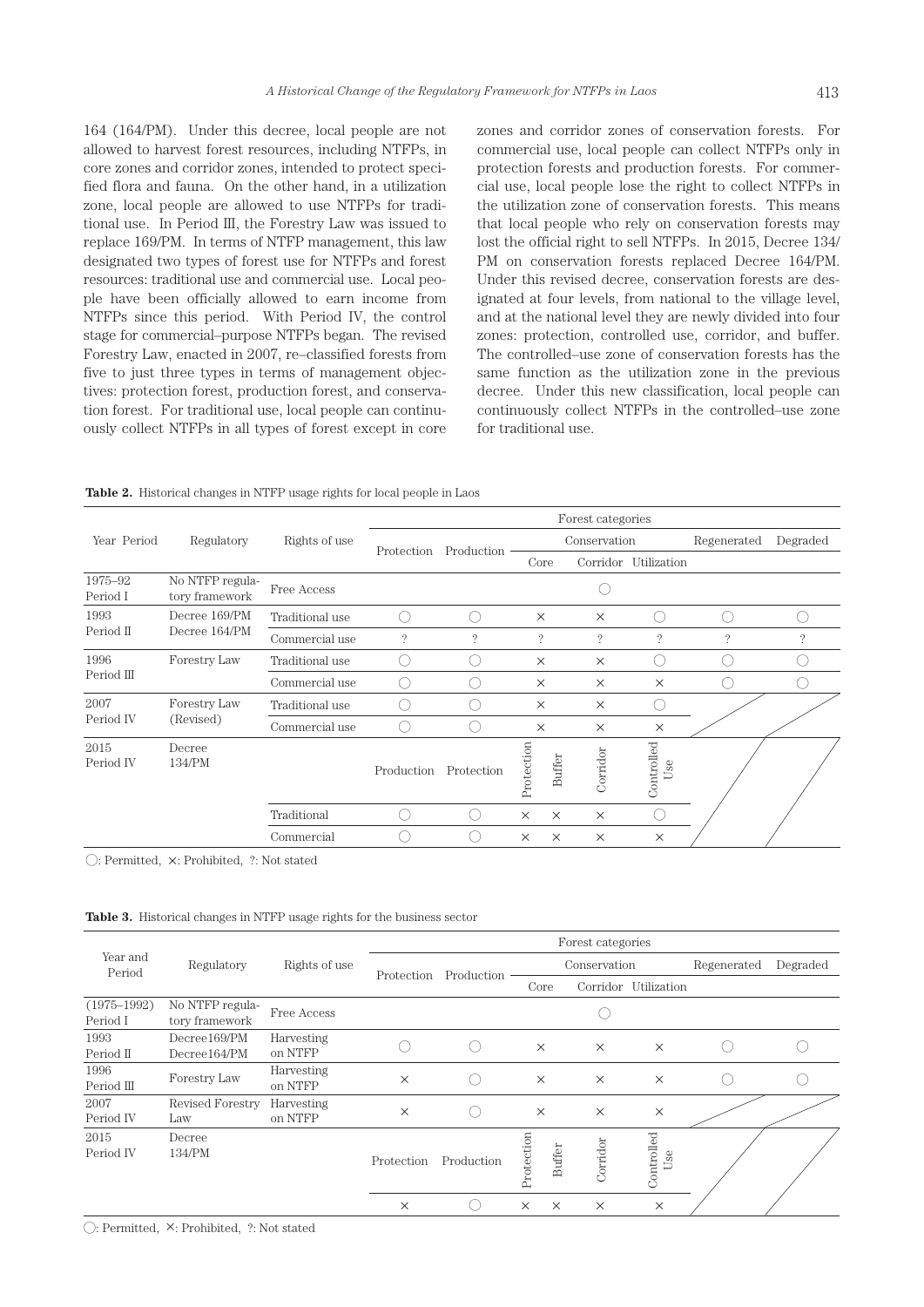164 (164/PM). Under this decree, local people are not allowed to harvest forest resources, including NTFPs, in core zones and corridor zones, intended to protect specified flora and fauna. On the other hand, in a utilization zone, local people are allowed to use NTFPs for traditional use. In Period Ⅲ, the Forestry Law was issued to replace 169/PM. In terms of NTFP management, this law designated two types of forest use for NTFPs and forest resources: traditional use and commercial use. Local people have been officially allowed to earn income from NTFPs since this period. With Period IV, the control stage for commercial–purpose NTFPs began. The revised Forestry Law, enacted in 2007, re–classified forests from five to just three types in terms of management objectives: protection forest, production forest, and conservation forest. For traditional use, local people can continuously collect NTFPs in all types of forest except in core zones and corridor zones of conservation forests. For commercial use, local people can collect NTFPs only in protection forests and production forests. For commercial use, local people lose the right to collect NTFPs in the utilization zone of conservation forests. This means that local people who rely on conservation forests may lost the official right to sell NTFPs. In 2015, Decree 134/PM on conservation forests replaced Decree 164/PM. Under this revised decree, conservation forests are designated at four levels, from national to the village level, and at the national level they are newly divided into four zones: protection, controlled use, corridor, and buffer. The controlled–use zone of conservation forests has the same function as the utilization zone in the previous decree. Under this new classification, local people can continuously collect NTFPs in the controlled–use zone for traditional use.

**Table 2.** Historical changes in NTFP usage rights for local people in Laos

| Year Period | Regulatory | Rights of use | Forest categories | | | | | | |
|---|---|---|---|---|---|---|---|---|---|
| | | | Protection | Production | Conservation | | | Regenerated | Degraded |
| | | | | | Core | Corridor | Utilization | | |
| 1975–92 Period I | No NTFP regulatory framework | Free Access | | | | ○ | | | |
| 1993 Period Ⅱ | Decree 169/PM Decree 164/PM | Traditional use | ○ | ○ | × | × | ○ | ○ | ○ |
| | | Commercial use | ? | ? | ? | ? | ? | ? | ? |
| 1996 Period Ⅲ | Forestry Law | Traditional use | ○ | ○ | × | × | ○ | ○ | ○ |
| | | Commercial use | ○ | ○ | × | × | × | ○ | ○ |
| 2007 Period IV | Forestry Law (Revised) | Traditional use | ○ | ○ | × | × | ○ | | |
| | | Commercial use | ○ | ○ | × | × | × | | |
| 2015 Period IV | Decree 134/PM | | Production | Protection | Protection / Buffer | Corridor | Controlled Use | | |
| | | Traditional | ○ | ○ | × / × | × | ○ | | |
| | | Commercial | ○ | ○ | × / × | × | × | | |

○: Permitted, ×: Prohibited, ?: Not stated

**Table 3.** Historical changes in NTFP usage rights for the business sector

| Year and Period | Regulatory | Rights of use | Forest categories | | | | | | |
|---|---|---|---|---|---|---|---|---|---|
| | | | Protection | Production | Conservation | | | Regenerated | Degraded |
| | | | | | Core | Corridor | Utilization | | |
| (1975–1992) Period I | No NTFP regulatory framework | Free Access | | | | ○ | | | |
| 1993 Period Ⅱ | Decree169/PM Decree164/PM | Harvesting on NTFP | ○ | ○ | × | × | × | ○ | ○ |
| 1996 Period Ⅲ | Forestry Law | Harvesting on NTFP | × | ○ | × | × | × | ○ | ○ |
| 2007 Period IV | Revised Forestry Law | Harvesting on NTFP | × | ○ | × | × | × | | |
| 2015 Period IV | Decree 134/PM | | Protection | Production | Protection / Buffer | Corridor | Controlled Use | | |
| | | | × | ○ | × / × | × | × | | |

○: Permitted, ×: Prohibited, ?: Not stated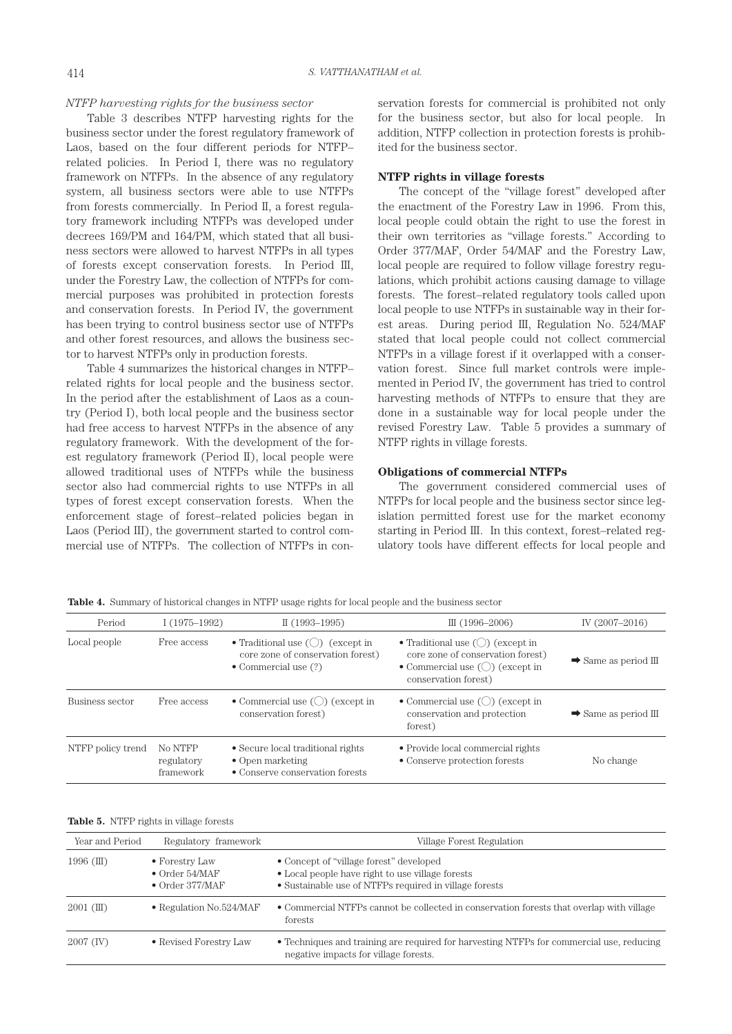*NTFP harvesting rights for the business sector*

Table 3 describes NTFP harvesting rights for the business sector under the forest regulatory framework of Laos, based on the four different periods for NTFP–related policies. In Period I, there was no regulatory framework on NTFPs. In the absence of any regulatory system, all business sectors were able to use NTFPs from forests commercially. In Period II, a forest regulatory framework including NTFPs was developed under decrees 169/PM and 164/PM, which stated that all business sectors were allowed to harvest NTFPs in all types of forests except conservation forests. In Period III, under the Forestry Law, the collection of NTFPs for commercial purposes was prohibited in protection forests and conservation forests. In Period IV, the government has been trying to control business sector use of NTFPs and other forest resources, and allows the business sector to harvest NTFPs only in production forests.

Table 4 summarizes the historical changes in NTFP–related rights for local people and the business sector. In the period after the establishment of Laos as a country (Period I), both local people and the business sector had free access to harvest NTFPs in the absence of any regulatory framework. With the development of the forest regulatory framework (Period II), local people were allowed traditional uses of NTFPs while the business sector also had commercial rights to use NTFPs in all types of forest except conservation forests. When the enforcement stage of forest–related policies began in Laos (Period III), the government started to control commercial use of NTFPs. The collection of NTFPs in conservation forests for commercial is prohibited not only for the business sector, but also for local people. In addition, NTFP collection in protection forests is prohibited for the business sector.

### NTFP rights in village forests

The concept of the "village forest" developed after the enactment of the Forestry Law in 1996. From this, local people could obtain the right to use the forest in their own territories as "village forests." According to Order 377/MAF, Order 54/MAF and the Forestry Law, local people are required to follow village forestry regulations, which prohibit actions causing damage to village forests. The forest–related regulatory tools called upon local people to use NTFPs in sustainable way in their forest areas. During period III, Regulation No. 524/MAF stated that local people could not collect commercial NTFPs in a village forest if it overlapped with a conservation forest. Since full market controls were implemented in Period IV, the government has tried to control harvesting methods of NTFPs to ensure that they are done in a sustainable way for local people under the revised Forestry Law. Table 5 provides a summary of NTFP rights in village forests.

### Obligations of commercial NTFPs

The government considered commercial uses of NTFPs for local people and the business sector since legislation permitted forest use for the market economy starting in Period III. In this context, forest–related regulatory tools have different effects for local people and

**Table 4.** Summary of historical changes in NTFP usage rights for local people and the business sector

| Period | I (1975–1992) | II (1993–1995) | III (1996–2006) | IV (2007–2016) |
|---|---|---|---|---|
| Local people | Free access | • Traditional use (◯) (except in core zone of conservation forest)<br>• Commercial use (?) | • Traditional use (◯) (except in core zone of conservation forest)<br>• Commercial use (◯) (except in conservation forest) | ➡ Same as period III |
| Business sector | Free access | • Commercial use (◯) (except in conservation forest) | • Commercial use (◯) (except in conservation and protection forest) | ➡ Same as period III |
| NTFP policy trend | No NTFP regulatory framework | • Secure local traditional rights<br>• Open marketing<br>• Conserve conservation forests | • Provide local commercial rights<br>• Conserve protection forests | No change |

**Table 5.** NTFP rights in village forests

| Year and Period | Regulatory framework | Village Forest Regulation |
|---|---|---|
| 1996 (III) | • Forestry Law<br>• Order 54/MAF<br>• Order 377/MAF | • Concept of "village forest" developed<br>• Local people have right to use village forests<br>• Sustainable use of NTFPs required in village forests |
| 2001 (III) | • Regulation No.524/MAF | • Commercial NTFPs cannot be collected in conservation forests that overlap with village forests |
| 2007 (IV) | • Revised Forestry Law | • Techniques and training are required for harvesting NTFPs for commercial use, reducing negative impacts for village forests. |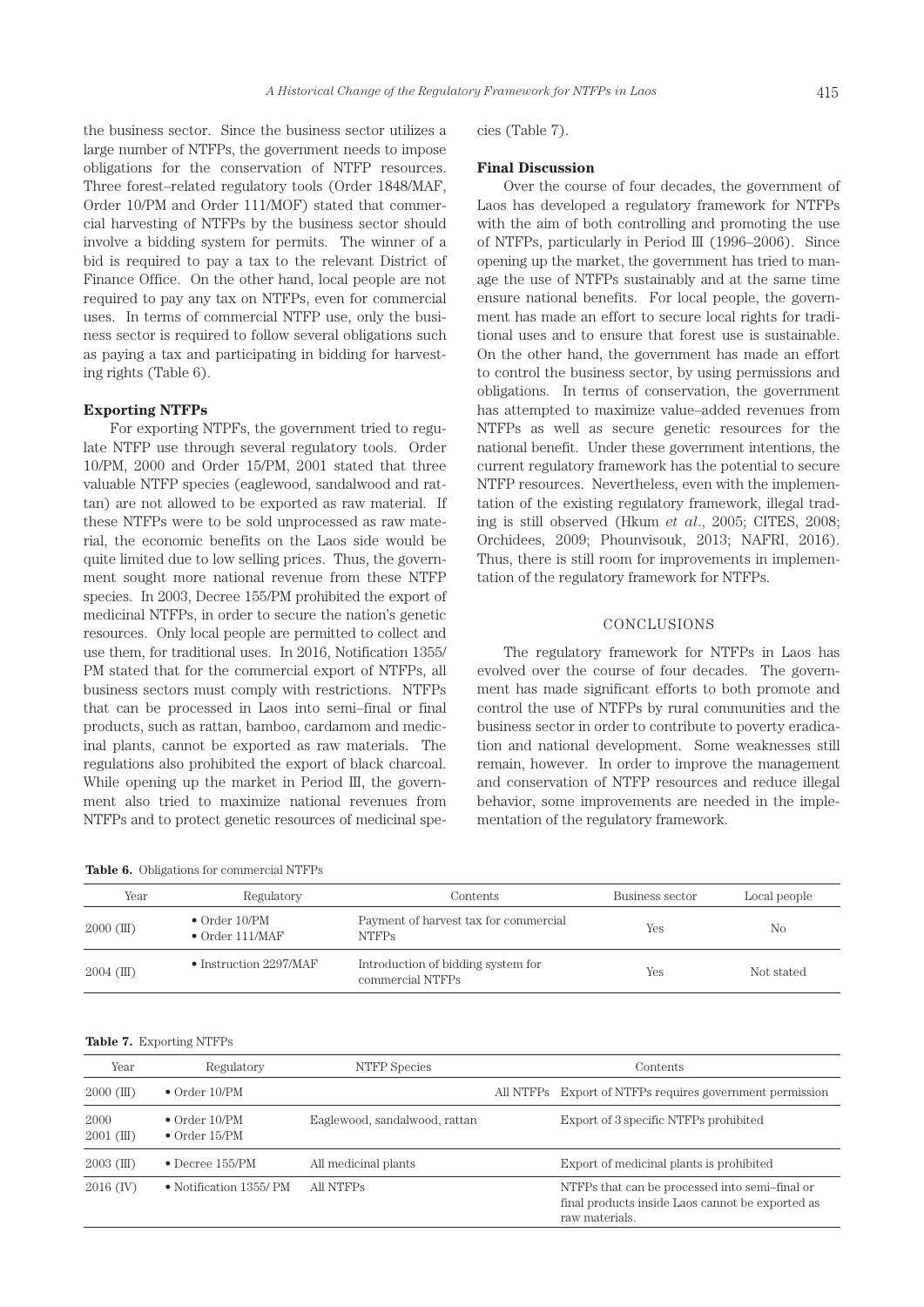the business sector. Since the business sector utilizes a large number of NTFPs, the government needs to impose obligations for the conservation of NTFP resources. Three forest–related regulatory tools (Order 1848/MAF, Order 10/PM and Order 111/MOF) stated that commercial harvesting of NTFPs by the business sector should involve a bidding system for permits. The winner of a bid is required to pay a tax to the relevant District of Finance Office. On the other hand, local people are not required to pay any tax on NTFPs, even for commercial uses. In terms of commercial NTFP use, only the business sector is required to follow several obligations such as paying a tax and participating in bidding for harvesting rights (Table 6).

**Exporting NTFPs**

For exporting NTPFs, the government tried to regulate NTFP use through several regulatory tools. Order 10/PM, 2000 and Order 15/PM, 2001 stated that three valuable NTFP species (eaglewood, sandalwood and rattan) are not allowed to be exported as raw material. If these NTFPs were to be sold unprocessed as raw material, the economic benefits on the Laos side would be quite limited due to low selling prices. Thus, the government sought more national revenue from these NTFP species. In 2003, Decree 155/PM prohibited the export of medicinal NTFPs, in order to secure the nation's genetic resources. Only local people are permitted to collect and use them, for traditional uses. In 2016, Notification 1355/PM stated that for the commercial export of NTFPs, all business sectors must comply with restrictions. NTFPs that can be processed in Laos into semi–final or final products, such as rattan, bamboo, cardamom and medicinal plants, cannot be exported as raw materials. The regulations also prohibited the export of black charcoal. While opening up the market in Period III, the government also tried to maximize national revenues from NTFPs and to protect genetic resources of medicinal species (Table 7).

**Final Discussion**

Over the course of four decades, the government of Laos has developed a regulatory framework for NTFPs with the aim of both controlling and promoting the use of NTFPs, particularly in Period III (1996–2006). Since opening up the market, the government has tried to manage the use of NTFPs sustainably and at the same time ensure national benefits. For local people, the government has made an effort to secure local rights for traditional uses and to ensure that forest use is sustainable. On the other hand, the government has made an effort to control the business sector, by using permissions and obligations. In terms of conservation, the government has attempted to maximize value–added revenues from NTFPs as well as secure genetic resources for the national benefit. Under these government intentions, the current regulatory framework has the potential to secure NTFP resources. Nevertheless, even with the implementation of the existing regulatory framework, illegal trading is still observed (Hkum *et al*., 2005; CITES, 2008; Orchidees, 2009; Phounvisouk, 2013; NAFRI, 2016). Thus, there is still room for improvements in implementation of the regulatory framework for NTFPs.

## CONCLUSIONS

The regulatory framework for NTFPs in Laos has evolved over the course of four decades. The government has made significant efforts to both promote and control the use of NTFPs by rural communities and the business sector in order to contribute to poverty eradication and national development. Some weaknesses still remain, however. In order to improve the management and conservation of NTFP resources and reduce illegal behavior, some improvements are needed in the implementation of the regulatory framework.

**Table 6.** Obligations for commercial NTFPs

| Year | Regulatory | Contents | Business sector | Local people |
|---|---|---|---|---|
| 2000 (III) | • Order 10/PM<br>• Order 111/MAF | Payment of harvest tax for commercial NTFPs | Yes | No |
| 2004 (III) | • Instruction 2297/MAF | Introduction of bidding system for commercial NTFPs | Yes | Not stated |

**Table 7.** Exporting NTFPs

| Year | Regulatory | NTFP Species | Contents |
|---|---|---|---|
| 2000 (III) | • Order 10/PM | All NTFPs | Export of NTFPs requires government permission |
| 2000<br>2001 (III) | • Order 10/PM<br>• Order 15/PM | Eaglewood, sandalwood, rattan | Export of 3 specific NTFPs prohibited |
| 2003 (III) | • Decree 155/PM | All medicinal plants | Export of medicinal plants is prohibited |
| 2016 (IV) | • Notification 1355/ PM | All NTFPs | NTFPs that can be processed into semi–final or final products inside Laos cannot be exported as raw materials. |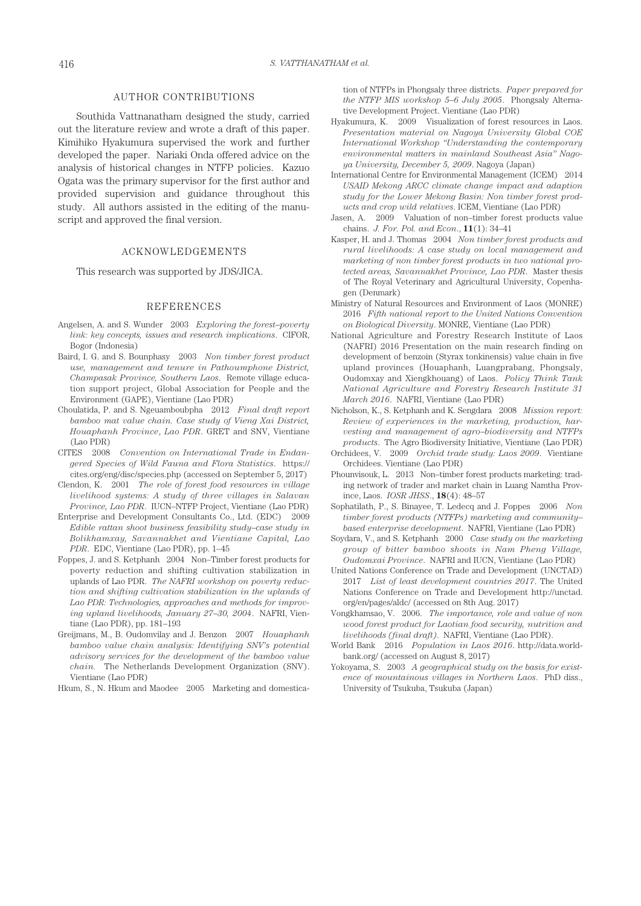## AUTHOR CONTRIBUTIONS

Southida Vattnanatham designed the study, carried out the literature review and wrote a draft of this paper. Kimihiko Hyakumura supervised the work and further developed the paper. Nariaki Onda offered advice on the analysis of historical changes in NTFP policies. Kazuo Ogata was the primary supervisor for the first author and provided supervision and guidance throughout this study. All authors assisted in the editing of the manuscript and approved the final version.

## ACKNOWLEDGEMENTS

This research was supported by JDS/JICA.

## REFERENCES

Angelsen, A. and S. Wunder 2003 *Exploring the forest–poverty link: key concepts, issues and research implications*. CIFOR, Bogor (Indonesia)

Baird, I. G. and S. Bounphasy 2003 *Non timber forest product use, management and tenure in Pathoumphone District, Champasak Province, Southern Laos*. Remote village education support project, Global Association for People and the Environment (GAPE), Vientiane (Lao PDR)

Choulatida, P. and S. Ngeuamboubpha 2012 *Final draft report bamboo mat value chain. Case study of Vieng Xai District, Houaphanh Province, Lao PDR*. GRET and SNV, Vientiane (Lao PDR)

CITES 2008 *Convention on International Trade in Endangered Species of Wild Fauna and Flora Statistics*. https://cites.org/eng/disc/species.php (accessed on September 5, 2017)

Clendon, K. 2001 *The role of forest food resources in village livelihood systems: A study of three villages in Salavan Province, Lao PDR*. IUCN–NTFP Project, Vientiane (Lao PDR)

Enterprise and Development Consultants Co., Ltd. (EDC) 2009 *Edible rattan shoot business feasibility study–case study in Bolikhamxay, Savannakhet and Vientiane Capital, Lao PDR*. EDC, Vientiane (Lao PDR), pp. 1–45

Foppes, J. and S. Ketphanh 2004 Non–Timber forest products for poverty reduction and shifting cultivation stabilization in uplands of Lao PDR. *The NAFRI workshop on poverty reduction and shifting cultivation stabilization in the uplands of Lao PDR: Technologies, approaches and methods for improving upland livelihoods, January 27–30, 2004*. NAFRI, Vientiane (Lao PDR), pp. 181–193

Greijmans, M., B. Oudomvilay and J. Benzon 2007 *Houaphanh bamboo value chain analysis: Identifying SNV's potential advisory services for the development of the bamboo value chain*. The Netherlands Development Organization (SNV). Vientiane (Lao PDR)

Hkum, S., N. Hkum and Maodee 2005 Marketing and domestication of NTFPs in Phongsaly three districts. *Paper prepared for the NTFP MIS workshop 5–6 July 2005*. Phongsaly Alternative Development Project. Vientiane (Lao PDR)

Hyakumura, K. 2009 Visualization of forest resources in Laos. *Presentation material on Nagoya University Global COE International Workshop "Understanding the contemporary environmental matters in mainland Southeast Asia" Nagoya University, December 5, 2009*. Nagoya (Japan)

International Centre for Environmental Management (ICEM) 2014 *USAID Mekong ARCC climate change impact and adaption study for the Lower Mekong Basin: Non timber forest products and crop wild relatives*. ICEM, Vientiane (Lao PDR)

Jasen, A. 2009 Valuation of non–timber forest products value chains. *J. For. Pol. and Econ.*, **11**(1): 34–41

Kasper, H. and J. Thomas 2004 *Non timber forest products and rural livelihoods: A case study on local management and marketing of non timber forest products in two national protected areas, Savannakhet Province, Lao PDR*. Master thesis of The Royal Veterinary and Agricultural University, Copenhagen (Denmark)

Ministry of Natural Resources and Environment of Laos (MONRE) 2016 *Fifth national report to the United Nations Convention on Biological Diversity*. MONRE, Vientiane (Lao PDR)

National Agriculture and Forestry Research Institute of Laos (NAFRI) 2016 Presentation on the main research finding on development of benzoin (Styrax tonkinensis) value chain in five upland provinces (Houaphanh, Luangprabang, Phongsaly, Oudomxay and Xiengkhouang) of Laos. *Policy Think Tank National Agriculture and Forestry Research Institute 31 March 2016*. NAFRI, Vientiane (Lao PDR)

Nicholson, K., S. Ketphanh and K. Sengdara 2008 *Mission report: Review of experiences in the marketing, production, harvesting and management of agro–biodiversity and NTFPs products*. The Agro Biodiversity Initiative, Vientiane (Lao PDR)

Orchidees, V. 2009 *Orchid trade study: Laos 2009*. Vientiane Orchidees. Vientiane (Lao PDR)

Phounvisouk, L. 2013 Non–timber forest products marketing: trading network of trader and market chain in Luang Namtha Province, Laos. *IOSR JHSS*., **18**(4): 48–57

Sophatilath, P., S. Binayee, T. Ledecq and J. Foppes 2006 *Non timber forest products (NTFPs) marketing and community–based enterprise development*. NAFRI, Vientiane (Lao PDR)

Soydara, V., and S. Ketphanh 2000 *Case study on the marketing group of bitter bamboo shoots in Nam Pheng Village, Oudomxai Province*. NAFRI and IUCN, Vientiane (Lao PDR)

United Nations Conference on Trade and Development (UNCTAD) 2017 *List of least development countries 2017*. The United Nations Conference on Trade and Development http://unctad.org/en/pages/aldc/ (accessed on 8th Aug. 2017)

Vongkhamsao, V. 2006. *The importance, role and value of non wood forest product for Laotian food security, nutrition and livelihoods (final draft)*. NAFRI, Vientiane (Lao PDR).

World Bank 2016 *Population in Laos 2016*. http://data.worldbank.org/ (accessed on August 8, 2017)

Yokoyama, S. 2003 *A geographical study on the basis for existence of mountainous villages in Northern Laos*. PhD diss., University of Tsukuba, Tsukuba (Japan)